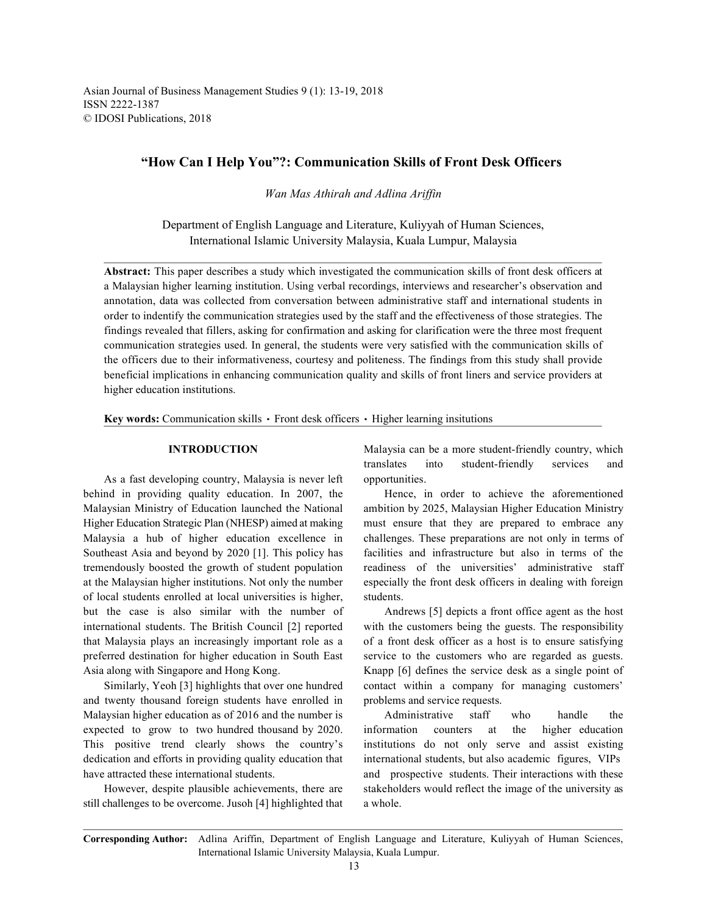// "How Can I Help You"?: Communication Skills of Front Desk Officers

# "How Can I Help You"?: Communication Skills of Front Desk Officers

*Wan Mas Athirah and Adlina Ariffin*

Department of English Language and Literature, Kuliyyah of Human Sciences,
International Islamic University Malaysia, Kuala Lumpur, Malaysia

**Abstract:** This paper describes a study which investigated the communication skills of front desk officers at a Malaysian higher learning institution. Using verbal recordings, interviews and researcher's observation and annotation, data was collected from conversation between administrative staff and international students in order to indentify the communication strategies used by the staff and the effectiveness of those strategies. The findings revealed that fillers, asking for confirmation and asking for clarification were the three most frequent communication strategies used. In general, the students were very satisfied with the communication skills of the officers due to their informativeness, courtesy and politeness. The findings from this study shall provide beneficial implications in enhancing communication quality and skills of front liners and service providers at higher education institutions.

**Key words:** Communication skills · Front desk officers · Higher learning insitutions

## INTRODUCTION

As a fast developing country, Malaysia is never left behind in providing quality education. In 2007, the Malaysian Ministry of Education launched the National Higher Education Strategic Plan (NHESP) aimed at making Malaysia a hub of higher education excellence in Southeast Asia and beyond by 2020 [1]. This policy has tremendously boosted the growth of student population at the Malaysian higher institutions. Not only the number of local students enrolled at local universities is higher, but the case is also similar with the number of international students. The British Council [2] reported that Malaysia plays an increasingly important role as a preferred destination for higher education in South East Asia along with Singapore and Hong Kong.

Similarly, Yeoh [3] highlights that over one hundred and twenty thousand foreign students have enrolled in Malaysian higher education as of 2016 and the number is expected to grow to two hundred thousand by 2020. This positive trend clearly shows the country's dedication and efforts in providing quality education that have attracted these international students.

However, despite plausible achievements, there are still challenges to be overcome. Jusoh [4] highlighted that Malaysia can be a more student-friendly country, which translates into student-friendly services and opportunities.

Hence, in order to achieve the aforementioned ambition by 2025, Malaysian Higher Education Ministry must ensure that they are prepared to embrace any challenges. These preparations are not only in terms of facilities and infrastructure but also in terms of the readiness of the universities' administrative staff especially the front desk officers in dealing with foreign students.

Andrews [5] depicts a front office agent as the host with the customers being the guests. The responsibility of a front desk officer as a host is to ensure satisfying service to the customers who are regarded as guests. Knapp [6] defines the service desk as a single point of contact within a company for managing customers' problems and service requests.

Administrative staff who handle the information counters at the higher education institutions do not only serve and assist existing international students, but also academic figures, VIPs and prospective students. Their interactions with these stakeholders would reflect the image of the university as a whole.

**Corresponding Author:** Adlina Ariffin, Department of English Language and Literature, Kuliyyah of Human Sciences, International Islamic University Malaysia, Kuala Lumpur.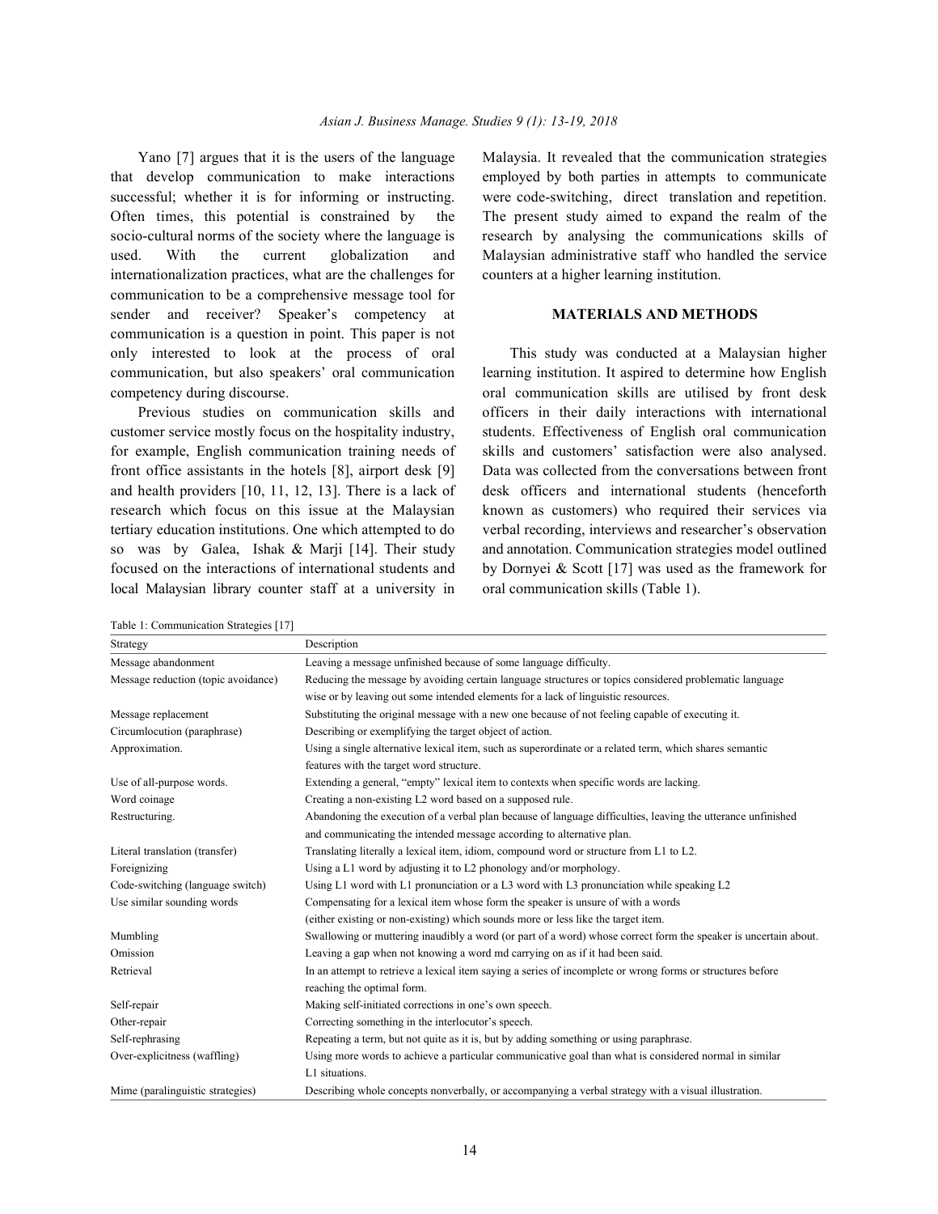Yano [7] argues that it is the users of the language that develop communication to make interactions successful; whether it is for informing or instructing. Often times, this potential is constrained by the socio-cultural norms of the society where the language is used. With the current globalization and internationalization practices, what are the challenges for communication to be a comprehensive message tool for sender and receiver? Speaker's competency at communication is a question in point. This paper is not only interested to look at the process of oral communication, but also speakers' oral communication competency during discourse.

Previous studies on communication skills and customer service mostly focus on the hospitality industry, for example, English communication training needs of front office assistants in the hotels [8], airport desk [9] and health providers [10, 11, 12, 13]. There is a lack of research which focus on this issue at the Malaysian tertiary education institutions. One which attempted to do so was by Galea, Ishak & Marji [14]. Their study focused on the interactions of international students and local Malaysian library counter staff at a university in Malaysia. It revealed that the communication strategies employed by both parties in attempts to communicate were code-switching, direct translation and repetition. The present study aimed to expand the realm of the research by analysing the communications skills of Malaysian administrative staff who handled the service counters at a higher learning institution.

## MATERIALS AND METHODS

This study was conducted at a Malaysian higher learning institution. It aspired to determine how English oral communication skills are utilised by front desk officers in their daily interactions with international students. Effectiveness of English oral communication skills and customers' satisfaction were also analysed. Data was collected from the conversations between front desk officers and international students (henceforth known as customers) who required their services via verbal recording, interviews and researcher's observation and annotation. Communication strategies model outlined by Dornyei & Scott [17] was used as the framework for oral communication skills (Table 1).

Table 1: Communication Strategies [17]

| Strategy | Description |
|---|---|
| Message abandonment | Leaving a message unfinished because of some language difficulty. |
| Message reduction (topic avoidance) | Reducing the message by avoiding certain language structures or topics considered problematic language wise or by leaving out some intended elements for a lack of linguistic resources. |
| Message replacement | Substituting the original message with a new one because of not feeling capable of executing it. |
| Circumlocution (paraphrase) | Describing or exemplifying the target object of action. |
| Approximation. | Using a single alternative lexical item, such as superordinate or a related term, which shares semantic features with the target word structure. |
| Use of all-purpose words. | Extending a general, "empty" lexical item to contexts when specific words are lacking. |
| Word coinage | Creating a non-existing L2 word based on a supposed rule. |
| Restructuring. | Abandoning the execution of a verbal plan because of language difficulties, leaving the utterance unfinished and communicating the intended message according to alternative plan. |
| Literal translation (transfer) | Translating literally a lexical item, idiom, compound word or structure from L1 to L2. |
| Foreignizing | Using a L1 word by adjusting it to L2 phonology and/or morphology. |
| Code-switching (language switch) | Using L1 word with L1 pronunciation or a L3 word with L3 pronunciation while speaking L2 |
| Use similar sounding words | Compensating for a lexical item whose form the speaker is unsure of with a words (either existing or non-existing) which sounds more or less like the target item. |
| Mumbling | Swallowing or muttering inaudibly a word (or part of a word) whose correct form the speaker is uncertain about. |
| Omission | Leaving a gap when not knowing a word md carrying on as if it had been said. |
| Retrieval | In an attempt to retrieve a lexical item saying a series of incomplete or wrong forms or structures before reaching the optimal form. |
| Self-repair | Making self-initiated corrections in one's own speech. |
| Other-repair | Correcting something in the interlocutor's speech. |
| Self-rephrasing | Repeating a term, but not quite as it is, but by adding something or using paraphrase. |
| Over-explicitness (waffling) | Using more words to achieve a particular communicative goal than what is considered normal in similar L1 situations. |
| Mime (paralinguistic strategies) | Describing whole concepts nonverbally, or accompanying a verbal strategy with a visual illustration. |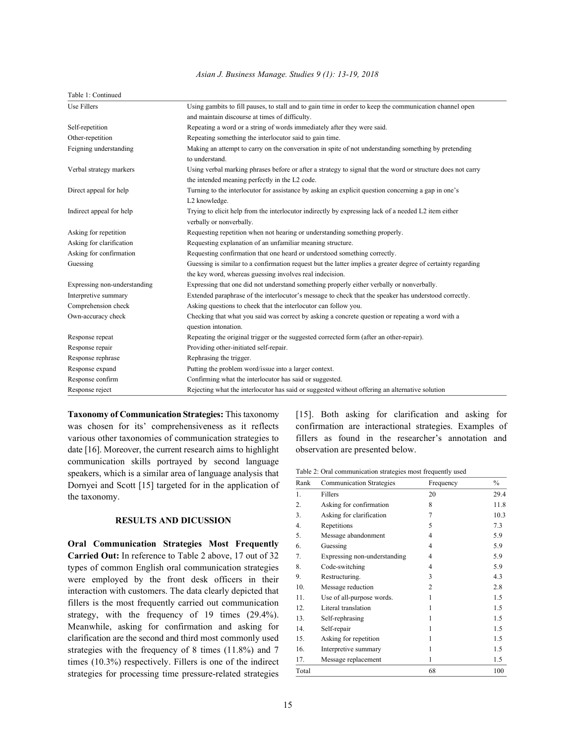Table 1: Continued

| | |
|---|---|
| Use Fillers | Using gambits to fill pauses, to stall and to gain time in order to keep the communication channel open and maintain discourse at times of difficulty. |
| Self-repetition | Repeating a word or a string of words immediately after they were said. |
| Other-repetition | Repeating something the interlocutor said to gain time. |
| Feigning understanding | Making an attempt to carry on the conversation in spite of not understanding something by pretending to understand. |
| Verbal strategy markers | Using verbal marking phrases before or after a strategy to signal that the word or structure does not carry the intended meaning perfectly in the L2 code. |
| Direct appeal for help | Turning to the interlocutor for assistance by asking an explicit question concerning a gap in one's L2 knowledge. |
| Indirect appeal for help | Trying to elicit help from the interlocutor indirectly by expressing lack of a needed L2 item either verbally or nonverbally. |
| Asking for repetition | Requesting repetition when not hearing or understanding something properly. |
| Asking for clarification | Requesting explanation of an unfamiliar meaning structure. |
| Asking for confirmation | Requesting confirmation that one heard or understood something correctly. |
| Guessing | Guessing is similar to a confirmation request but the latter implies a greater degree of certainty regarding the key word, whereas guessing involves real indecision. |
| Expressing non-understanding | Expressing that one did not understand something properly either verbally or nonverbally. |
| Interpretive summary | Extended paraphrase of the interlocutor's message to check that the speaker has understood correctly. |
| Comprehension check | Asking questions to cheek that the interlocutor can follow you. |
| Own-accuracy check | Checking that what you said was correct by asking a concrete question or repeating a word with a question intonation. |
| Response repeat | Repeating the original trigger or the suggested corrected form (after an other-repair). |
| Response repair | Providing other-initiated self-repair. |
| Response rephrase | Rephrasing the trigger. |
| Response expand | Putting the problem word/issue into a larger context. |
| Response confirm | Confirming what the interlocutor has said or suggested. |
| Response reject | Rejecting what the interlocutor has said or suggested without offering an alternative solution |

**Taxonomy of Communication Strategies:** This taxonomy was chosen for its' comprehensiveness as it reflects various other taxonomies of communication strategies to date [16]. Moreover, the current research aims to highlight communication skills portrayed by second language speakers, which is a similar area of language analysis that Dornyei and Scott [15] targeted for in the application of the taxonomy.

## RESULTS AND DICUSSION

**Oral Communication Strategies Most Frequently Carried Out:** In reference to Table 2 above, 17 out of 32 types of common English oral communication strategies were employed by the front desk officers in their interaction with customers. The data clearly depicted that fillers is the most frequently carried out communication strategy, with the frequency of 19 times (29.4%). Meanwhile, asking for confirmation and asking for clarification are the second and third most commonly used strategies with the frequency of 8 times (11.8%) and 7 times (10.3%) respectively. Fillers is one of the indirect strategies for processing time pressure-related strategies [15]. Both asking for clarification and asking for confirmation are interactional strategies. Examples of fillers as found in the researcher's annotation and observation are presented below.

Table 2: Oral communication strategies most frequently used

| Rank | Communication Strategies | Frequency | % |
|---|---|---|---|
| 1. | Fillers | 20 | 29.4 |
| 2. | Asking for confirmation | 8 | 11.8 |
| 3. | Asking for clarification | 7 | 10.3 |
| 4. | Repetitions | 5 | 7.3 |
| 5. | Message abandonment | 4 | 5.9 |
| 6. | Guessing | 4 | 5.9 |
| 7. | Expressing non-understanding | 4 | 5.9 |
| 8. | Code-switching | 4 | 5.9 |
| 9. | Restructuring. | 3 | 4.3 |
| 10. | Message reduction | 2 | 2.8 |
| 11. | Use of all-purpose words. | 1 | 1.5 |
| 12. | Literal translation | 1 | 1.5 |
| 13. | Self-rephrasing | 1 | 1.5 |
| 14. | Self-repair | 1 | 1.5 |
| 15. | Asking for repetition | 1 | 1.5 |
| 16. | Interpretive summary | 1 | 1.5 |
| 17. | Message replacement | 1 | 1.5 |
| Total | | 68 | 100 |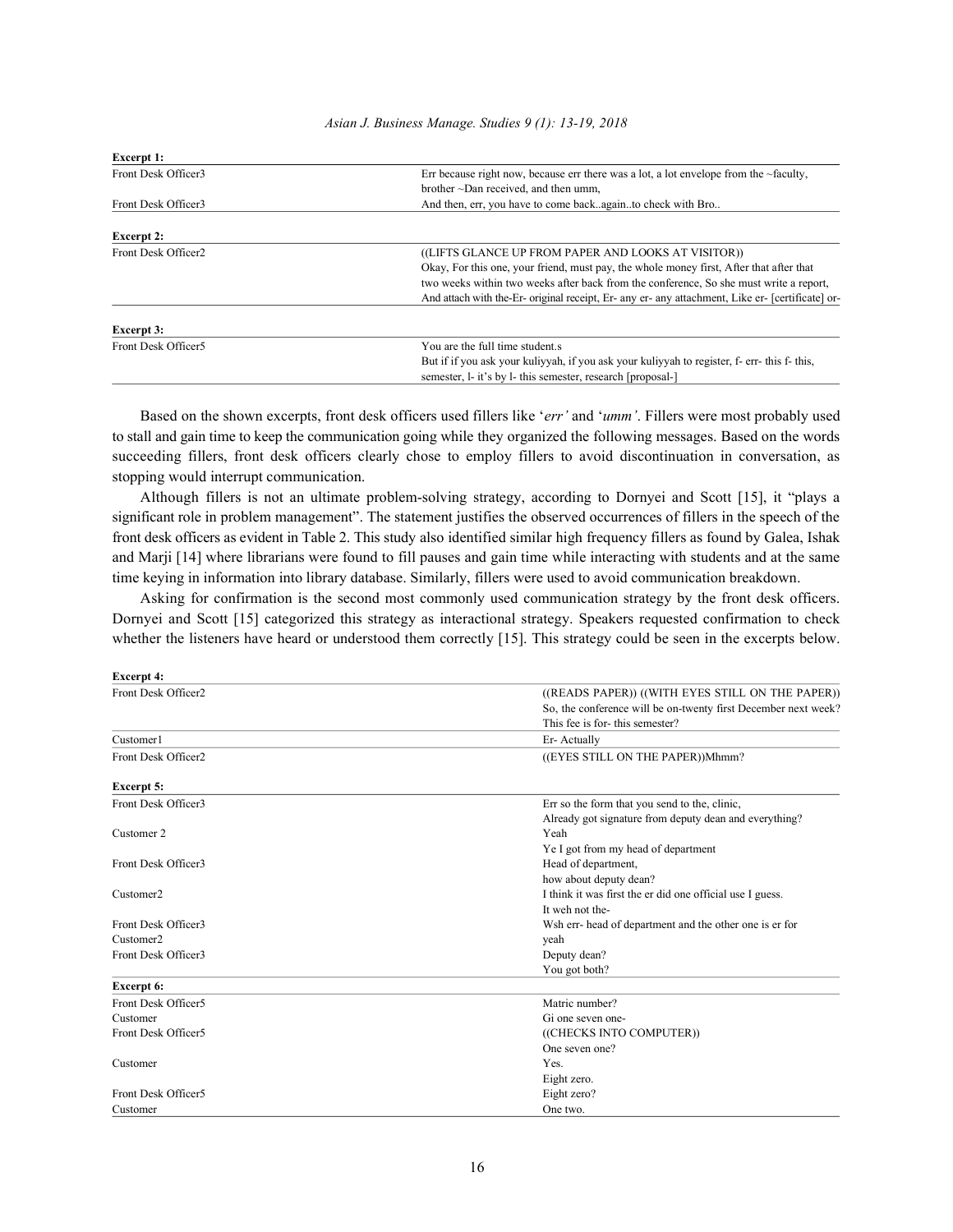| Excerpt 1: | |
|---|---|
| Front Desk Officer3 | Err because right now, because err there was a lot, a lot envelope from the ~faculty, brother ~Dan received, and then umm, |
| Front Desk Officer3 | And then, err, you have to come back..again..to check with Bro.. |

| Excerpt 2: | |
|---|---|
| Front Desk Officer2 | ((LIFTS GLANCE UP FROM PAPER AND LOOKS AT VISITOR)) Okay, For this one, your friend, must pay, the whole money first, After that after that two weeks within two weeks after back from the conference, So she must write a report, And attach with the-Er- original receipt, Er- any er- any attachment, Like er- [certificate] or- |

| Excerpt 3: | |
|---|---|
| Front Desk Officer5 | You are the full time student.s But if if you ask your kuliyyah, if you ask your kuliyyah to register, f- err- this f- this, semester, l- it's by l- this semester, research [proposal-] |

Based on the shown excerpts, front desk officers used fillers like '*err'* and '*umm'*. Fillers were most probably used to stall and gain time to keep the communication going while they organized the following messages. Based on the words succeeding fillers, front desk officers clearly chose to employ fillers to avoid discontinuation in conversation, as stopping would interrupt communication.

Although fillers is not an ultimate problem-solving strategy, according to Dornyei and Scott [15], it "plays a significant role in problem management". The statement justifies the observed occurrences of fillers in the speech of the front desk officers as evident in Table 2. This study also identified similar high frequency fillers as found by Galea, Ishak and Marji [14] where librarians were found to fill pauses and gain time while interacting with students and at the same time keying in information into library database. Similarly, fillers were used to avoid communication breakdown.

Asking for confirmation is the second most commonly used communication strategy by the front desk officers. Dornyei and Scott [15] categorized this strategy as interactional strategy. Speakers requested confirmation to check whether the listeners have heard or understood them correctly [15]. This strategy could be seen in the excerpts below.

| Excerpt 4: | |
|---|---|
| Front Desk Officer2 | ((READS PAPER)) ((WITH EYES STILL ON THE PAPER)) So, the conference will be on-twenty first December next week? This fee is for- this semester? |
| Customer1 | Er- Actually |
| Front Desk Officer2 | ((EYES STILL ON THE PAPER))Mhmm? |

| Excerpt 5: | |
|---|---|
| Front Desk Officer3 | Err so the form that you send to the, clinic, Already got signature from deputy dean and everything? |
| Customer 2 | Yeah Ye I got from my head of department |
| Front Desk Officer3 | Head of department, how about deputy dean? |
| Customer2 | I think it was first the er did one official use I guess. It weh not the- |
| Front Desk Officer3 | Wsh err- head of department and the other one is er for |
| Customer2 | yeah |
| Front Desk Officer3 | Deputy dean? You got both? |

| Excerpt 6: | |
|---|---|
| Front Desk Officer5 | Matric number? |
| Customer | Gi one seven one- |
| Front Desk Officer5 | ((CHECKS INTO COMPUTER)) One seven one? |
| Customer | Yes. Eight zero. |
| Front Desk Officer5 | Eight zero? |
| Customer | One two. |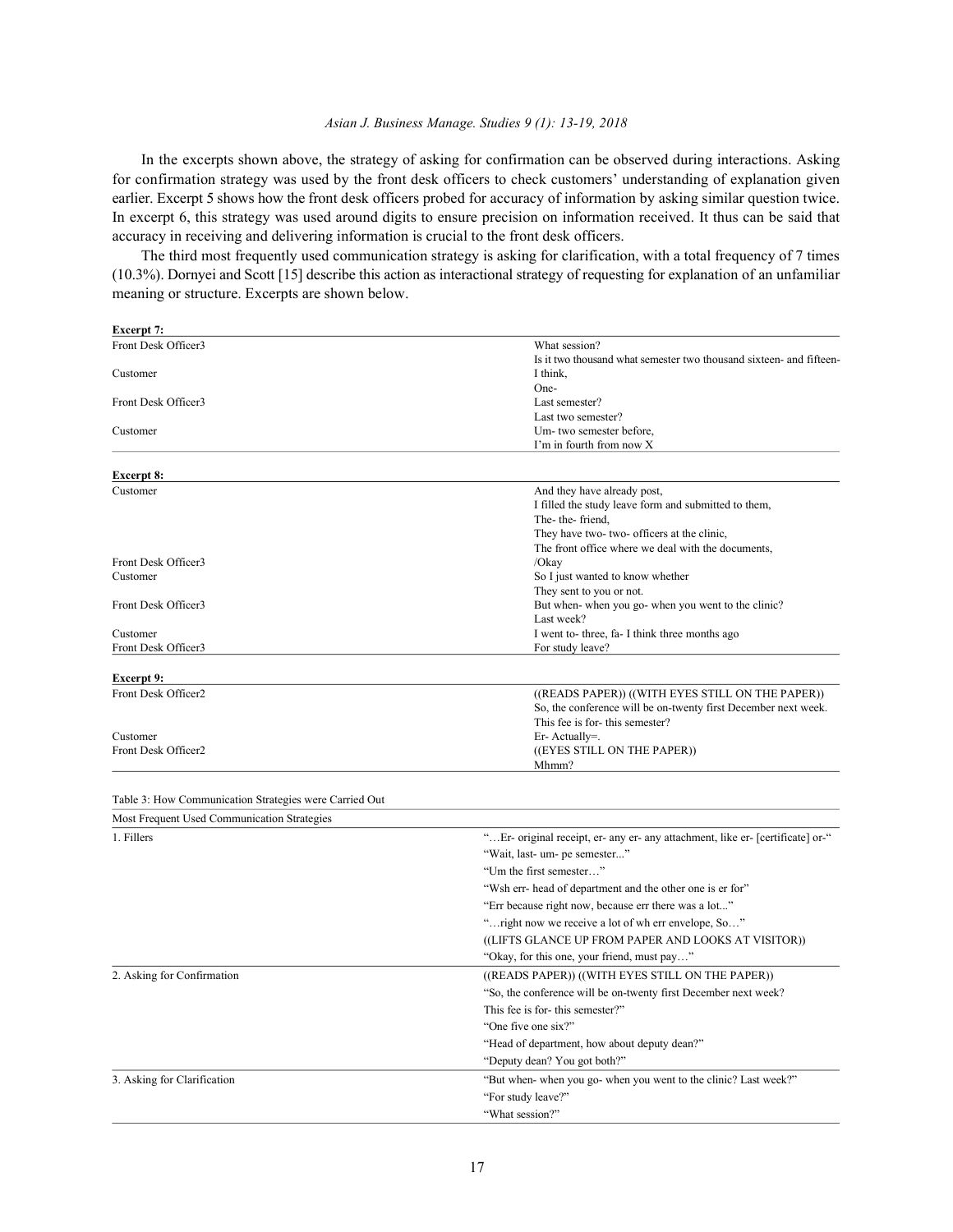In the excerpts shown above, the strategy of asking for confirmation can be observed during interactions. Asking for confirmation strategy was used by the front desk officers to check customers' understanding of explanation given earlier. Excerpt 5 shows how the front desk officers probed for accuracy of information by asking similar question twice. In excerpt 6, this strategy was used around digits to ensure precision on information received. It thus can be said that accuracy in receiving and delivering information is crucial to the front desk officers.

The third most frequently used communication strategy is asking for clarification, with a total frequency of 7 times (10.3%). Dornyei and Scott [15] describe this action as interactional strategy of requesting for explanation of an unfamiliar meaning or structure. Excerpts are shown below.

**Excerpt 7:**

| | |
|---|---|
| Front Desk Officer3 | What session?<br>Is it two thousand what semester two thousand sixteen- and fifteen- |
| Customer | I think,<br>One- |
| Front Desk Officer3 | Last semester?<br>Last two semester? |
| Customer | Um- two semester before,<br>I'm in fourth from now X |

**Excerpt 8:**

| | |
|---|---|
| Customer | And they have already post,<br>I filled the study leave form and submitted to them,<br>The- the- friend,<br>They have two- two- officers at the clinic,<br>The front office where we deal with the documents, |
| Front Desk Officer3 | /Okay |
| Customer | So I just wanted to know whether<br>They sent to you or not. |
| Front Desk Officer3 | But when- when you go- when you went to the clinic?<br>Last week? |
| Customer | I went to- three, fa- I think three months ago |
| Front Desk Officer3 | For study leave? |

**Excerpt 9:**

| | |
|---|---|
| Front Desk Officer2 | ((READS PAPER)) ((WITH EYES STILL ON THE PAPER))<br>So, the conference will be on-twenty first December next week.<br>This fee is for- this semester? |
| Customer | Er- Actually=. |
| Front Desk Officer2 | ((EYES STILL ON THE PAPER))<br>Mhmm? |

Table 3: How Communication Strategies were Carried Out

| Most Frequent Used Communication Strategies | |
|---|---|
| 1. Fillers | "…Er- original receipt, er- any er- any attachment, like er- [certificate] or-"<br>"Wait, last- um- pe semester..."<br>"Um the first semester…"<br>"Wsh err- head of department and the other one is er for"<br>"Err because right now, because err there was a lot..."<br>"…right now we receive a lot of wh err envelope, So…"<br>((LIFTS GLANCE UP FROM PAPER AND LOOKS AT VISITOR))<br>"Okay, for this one, your friend, must pay…" |
| 2. Asking for Confirmation | ((READS PAPER)) ((WITH EYES STILL ON THE PAPER))<br>"So, the conference will be on-twenty first December next week?<br>This fee is for- this semester?"<br>"One five one six?"<br>"Head of department, how about deputy dean?"<br>"Deputy dean? You got both?" |
| 3. Asking for Clarification | "But when- when you go- when you went to the clinic? Last week?"<br>"For study leave?"<br>"What session?" |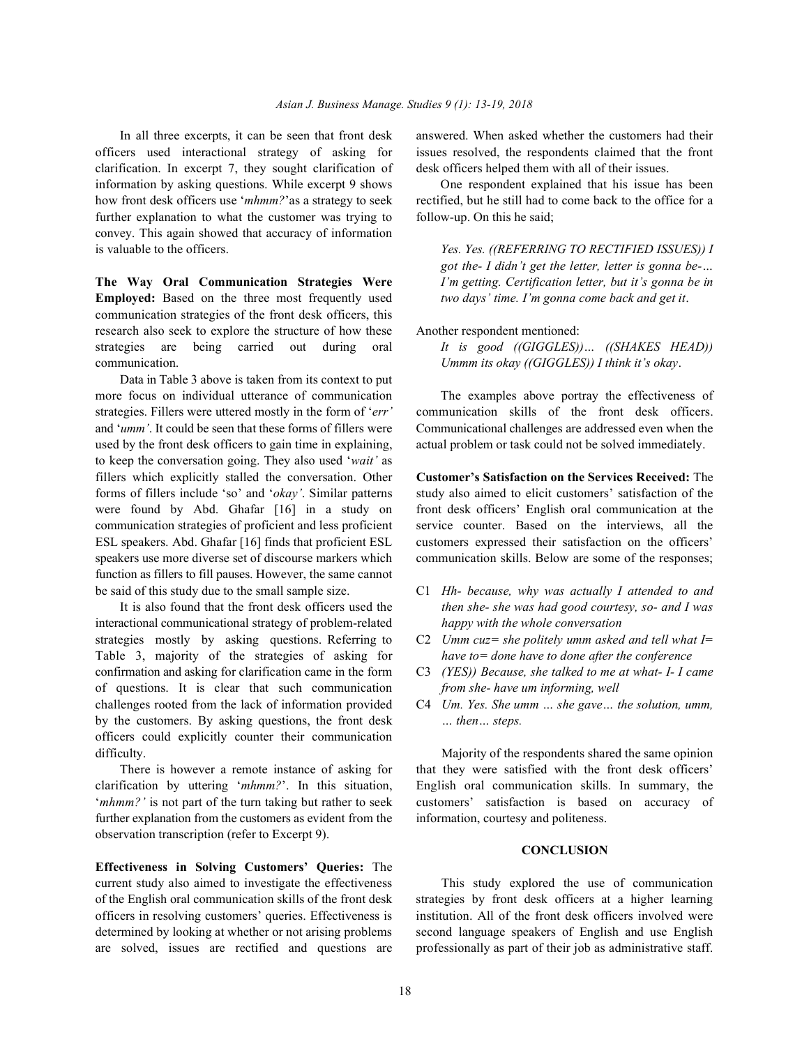In all three excerpts, it can be seen that front desk officers used interactional strategy of asking for clarification. In excerpt 7, they sought clarification of information by asking questions. While excerpt 9 shows how front desk officers use '*mhmm?*'as a strategy to seek further explanation to what the customer was trying to convey. This again showed that accuracy of information is valuable to the officers.

**The Way Oral Communication Strategies Were Employed:** Based on the three most frequently used communication strategies of the front desk officers, this research also seek to explore the structure of how these strategies are being carried out during oral communication.

Data in Table 3 above is taken from its context to put more focus on individual utterance of communication strategies. Fillers were uttered mostly in the form of '*err'* and '*umm'*. It could be seen that these forms of fillers were used by the front desk officers to gain time in explaining, to keep the conversation going. They also used '*wait'* as fillers which explicitly stalled the conversation. Other forms of fillers include 'so' and '*okay'*. Similar patterns were found by Abd. Ghafar [16] in a study on communication strategies of proficient and less proficient ESL speakers. Abd. Ghafar [16] finds that proficient ESL speakers use more diverse set of discourse markers which function as fillers to fill pauses. However, the same cannot be said of this study due to the small sample size.

It is also found that the front desk officers used the interactional communicational strategy of problem-related strategies mostly by asking questions. Referring to Table 3, majority of the strategies of asking for confirmation and asking for clarification came in the form of questions. It is clear that such communication challenges rooted from the lack of information provided by the customers. By asking questions, the front desk officers could explicitly counter their communication difficulty.

There is however a remote instance of asking for clarification by uttering '*mhmm?*'. In this situation, '*mhmm?'* is not part of the turn taking but rather to seek further explanation from the customers as evident from the observation transcription (refer to Excerpt 9).

**Effectiveness in Solving Customers' Queries:** The current study also aimed to investigate the effectiveness of the English oral communication skills of the front desk officers in resolving customers' queries. Effectiveness is determined by looking at whether or not arising problems are solved, issues are rectified and questions are answered. When asked whether the customers had their issues resolved, the respondents claimed that the front desk officers helped them with all of their issues.

One respondent explained that his issue has been rectified, but he still had to come back to the office for a follow-up. On this he said;

> *Yes. Yes. ((REFERRING TO RECTIFIED ISSUES)) I got the- I didn't get the letter, letter is gonna be-… I'm getting. Certification letter, but it's gonna be in two days' time. I'm gonna come back and get it*.

Another respondent mentioned:

> *It is good ((GIGGLES))… ((SHAKES HEAD)) Ummm its okay ((GIGGLES)) I think it's okay*.

The examples above portray the effectiveness of communication skills of the front desk officers. Communicational challenges are addressed even when the actual problem or task could not be solved immediately.

**Customer's Satisfaction on the Services Received:** The study also aimed to elicit customers' satisfaction of the front desk officers' English oral communication at the service counter. Based on the interviews, all the customers expressed their satisfaction on the officers' communication skills. Below are some of the responses;

- C1 *Hh- because, why was actually I attended to and then she- she was had good courtesy, so- and I was happy with the whole conversation*
- C2 *Umm cuz= she politely umm asked and tell what I= have to= done have to done after the conference*
- C3 *(YES)) Because, she talked to me at what- I- I came from she- have um informing, well*
- C4 *Um. Yes. She umm … she gave… the solution, umm, … then… steps.*

Majority of the respondents shared the same opinion that they were satisfied with the front desk officers' English oral communication skills. In summary, the customers' satisfaction is based on accuracy of information, courtesy and politeness.

## CONCLUSION

This study explored the use of communication strategies by front desk officers at a higher learning institution. All of the front desk officers involved were second language speakers of English and use English professionally as part of their job as administrative staff.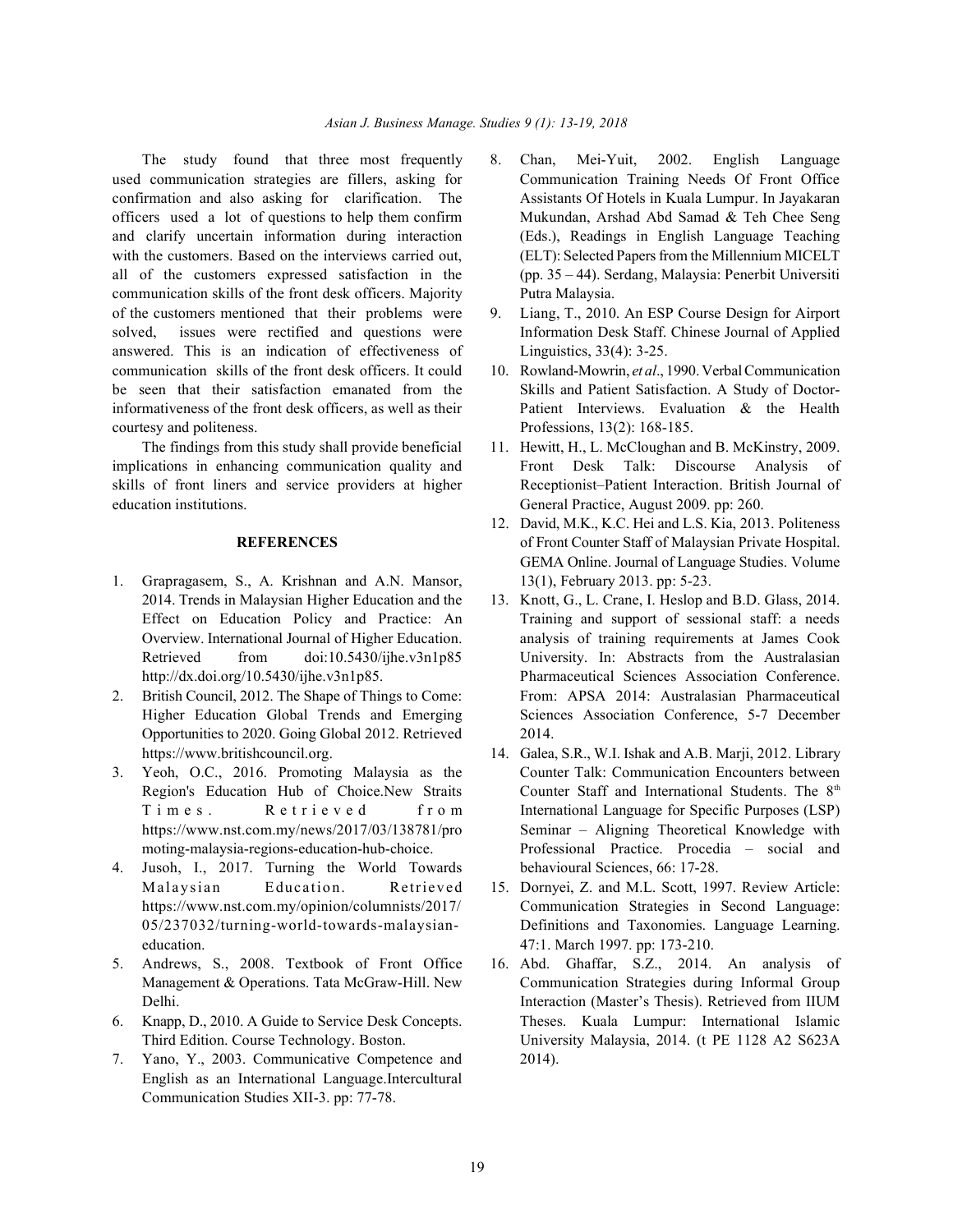The study found that three most frequently used communication strategies are fillers, asking for confirmation and also asking for clarification. The officers used a lot of questions to help them confirm and clarify uncertain information during interaction with the customers. Based on the interviews carried out, all of the customers expressed satisfaction in the communication skills of the front desk officers. Majority of the customers mentioned that their problems were solved, issues were rectified and questions were answered. This is an indication of effectiveness of communication skills of the front desk officers. It could be seen that their satisfaction emanated from the informativeness of the front desk officers, as well as their courtesy and politeness.

The findings from this study shall provide beneficial implications in enhancing communication quality and skills of front liners and service providers at higher education institutions.

## REFERENCES

1. Grapragasem, S., A. Krishnan and A.N. Mansor, 2014. Trends in Malaysian Higher Education and the Effect on Education Policy and Practice: An Overview. International Journal of Higher Education. Retrieved from doi:10.5430/ijhe.v3n1p85 http://dx.doi.org/10.5430/ijhe.v3n1p85.
2. British Council, 2012. The Shape of Things to Come: Higher Education Global Trends and Emerging Opportunities to 2020. Going Global 2012. Retrieved https://www.britishcouncil.org.
3. Yeoh, O.C., 2016. Promoting Malaysia as the Region's Education Hub of Choice.New Straits Times. Retrieved from https://www.nst.com.my/news/2017/03/138781/promoting-malaysia-regions-education-hub-choice.
4. Jusoh, I., 2017. Turning the World Towards Malaysian Education. Retrieved https://www.nst.com.my/opinion/columnists/2017/05/237032/turning-world-towards-malaysian-education.
5. Andrews, S., 2008. Textbook of Front Office Management & Operations. Tata McGraw-Hill. New Delhi.
6. Knapp, D., 2010. A Guide to Service Desk Concepts. Third Edition. Course Technology. Boston.
7. Yano, Y., 2003. Communicative Competence and English as an International Language.Intercultural Communication Studies XII-3. pp: 77-78.
8. Chan, Mei-Yuit, 2002. English Language Communication Training Needs Of Front Office Assistants Of Hotels in Kuala Lumpur. In Jayakaran Mukundan, Arshad Abd Samad & Teh Chee Seng (Eds.), Readings in English Language Teaching (ELT): Selected Papers from the Millennium MICELT (pp. 35 – 44). Serdang, Malaysia: Penerbit Universiti Putra Malaysia.
9. Liang, T., 2010. An ESP Course Design for Airport Information Desk Staff. Chinese Journal of Applied Linguistics, 33(4): 3-25.
10. Rowland-Mowrin, *et al*., 1990. Verbal Communication Skills and Patient Satisfaction. A Study of Doctor-Patient Interviews. Evaluation & the Health Professions, 13(2): 168-185.
11. Hewitt, H., L. McCloughan and B. McKinstry, 2009. Front Desk Talk: Discourse Analysis of Receptionist–Patient Interaction. British Journal of General Practice, August 2009. pp: 260.
12. David, M.K., K.C. Hei and L.S. Kia, 2013. Politeness of Front Counter Staff of Malaysian Private Hospital. GEMA Online. Journal of Language Studies. Volume 13(1), February 2013. pp: 5-23.
13. Knott, G., L. Crane, I. Heslop and B.D. Glass, 2014. Training and support of sessional staff: a needs analysis of training requirements at James Cook University. In: Abstracts from the Australasian Pharmaceutical Sciences Association Conference. From: APSA 2014: Australasian Pharmaceutical Sciences Association Conference, 5-7 December 2014.
14. Galea, S.R., W.I. Ishak and A.B. Marji, 2012. Library Counter Talk: Communication Encounters between Counter Staff and International Students. The 8th International Language for Specific Purposes (LSP) Seminar – Aligning Theoretical Knowledge with Professional Practice. Procedia – social and behavioural Sciences, 66: 17-28.
15. Dornyei, Z. and M.L. Scott, 1997. Review Article: Communication Strategies in Second Language: Definitions and Taxonomies. Language Learning. 47:1. March 1997. pp: 173-210.
16. Abd. Ghaffar, S.Z., 2014. An analysis of Communication Strategies during Informal Group Interaction (Master's Thesis). Retrieved from IIUM Theses. Kuala Lumpur: International Islamic University Malaysia, 2014. (t PE 1128 A2 S623A 2014).